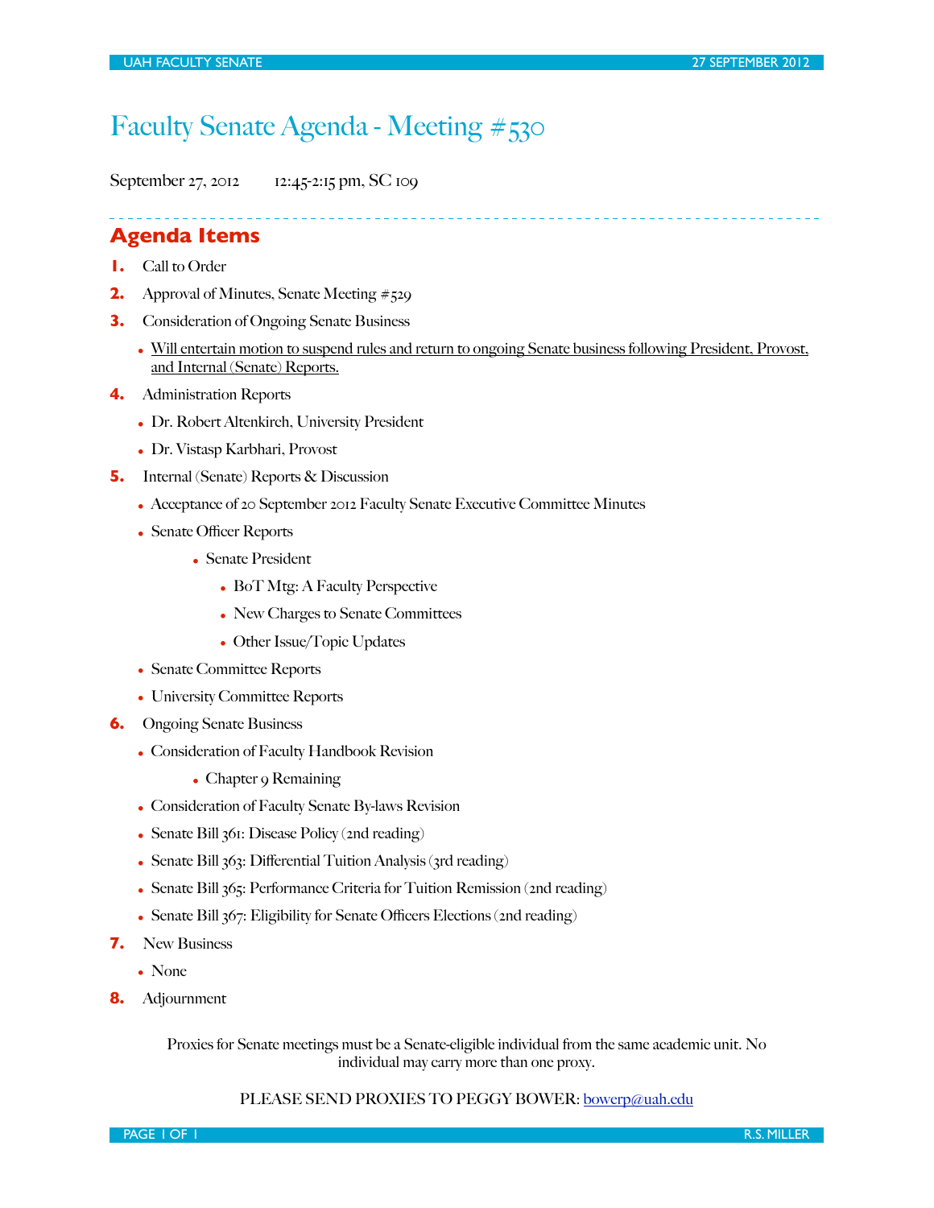# Faculty Senate Agenda - Meeting #530

September 27, 2012 12:45-2:15 pm, SC 109

## Agenda Items

1. Call to Order
2. Approval of Minutes, Senate Meeting #529
3. Consideration of Ongoing Senate Business
    - Will entertain motion to suspend rules and return to ongoing Senate business following President, Provost, and Internal (Senate) Reports.
4. Administration Reports
    - Dr. Robert Altenkirch, University President
    - Dr. Vistasp Karbhari, Provost
5. Internal (Senate) Reports & Discussion
    - Acceptance of 20 September 2012 Faculty Senate Executive Committee Minutes
    - Senate Officer Reports
        - Senate President
            - BoT Mtg: A Faculty Perspective
            - New Charges to Senate Committees
            - Other Issue/Topic Updates
    - Senate Committee Reports
    - University Committee Reports
6. Ongoing Senate Business
    - Consideration of Faculty Handbook Revision
        - Chapter 9 Remaining
    - Consideration of Faculty Senate By-laws Revision
    - Senate Bill 361: Disease Policy (2nd reading)
    - Senate Bill 363: Differential Tuition Analysis (3rd reading)
    - Senate Bill 365: Performance Criteria for Tuition Remission (2nd reading)
    - Senate Bill 367: Eligibility for Senate Officers Elections (2nd reading)
7. New Business
    - None
8. Adjournment

Proxies for Senate meetings must be a Senate-eligible individual from the same academic unit. No individual may carry more than one proxy.

PLEASE SEND PROXIES TO PEGGY BOWER: bowerp@uah.edu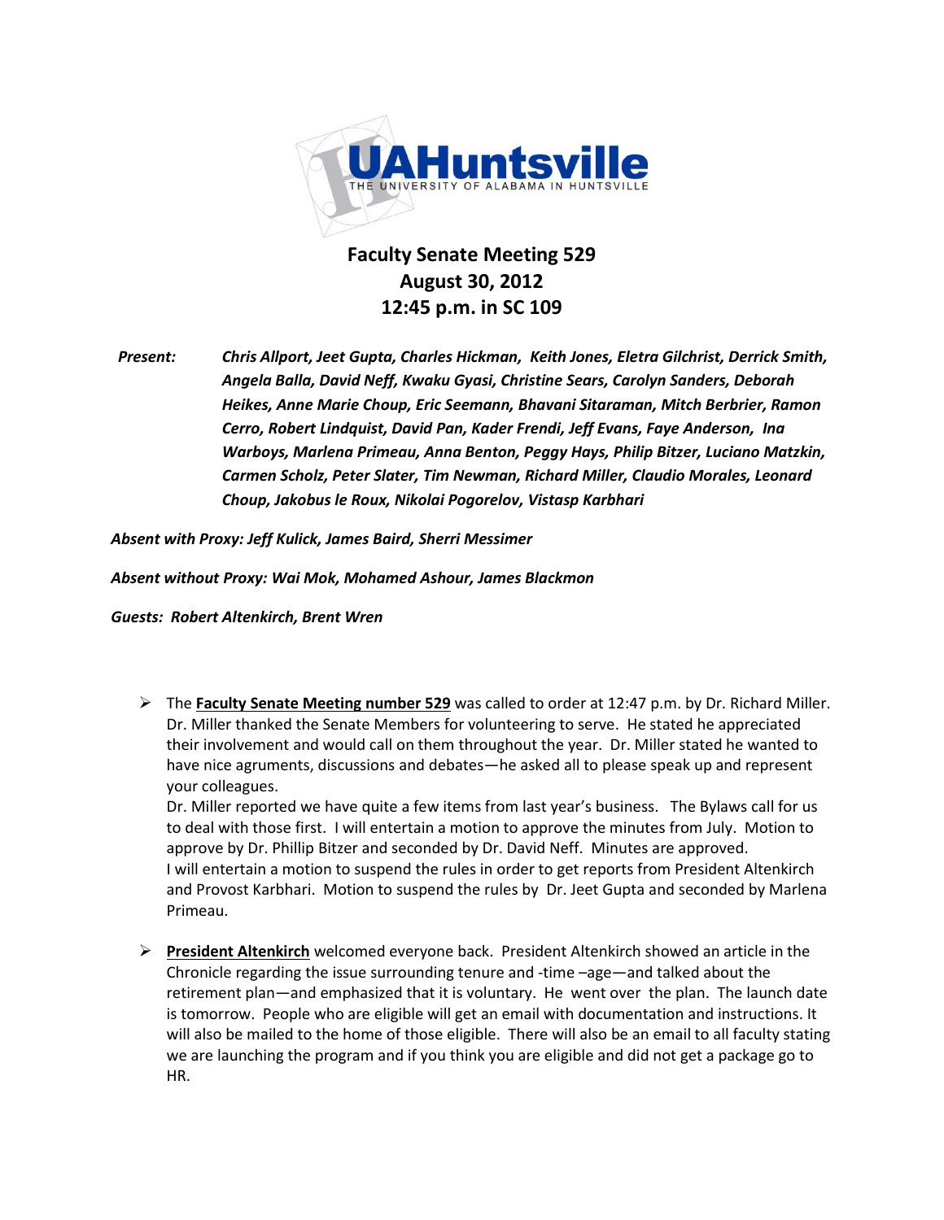UAHuntsville
THE UNIVERSITY OF ALABAMA IN HUNTSVILLE

# Faculty Senate Meeting 529
## August 30, 2012
## 12:45 p.m. in SC 109

***Present:*** ***Chris Allport, Jeet Gupta, Charles Hickman, Keith Jones, Eletra Gilchrist, Derrick Smith, Angela Balla, David Neff, Kwaku Gyasi, Christine Sears, Carolyn Sanders, Deborah Heikes, Anne Marie Choup, Eric Seemann, Bhavani Sitaraman, Mitch Berbrier, Ramon Cerro, Robert Lindquist, David Pan, Kader Frendi, Jeff Evans, Faye Anderson, Ina Warboys, Marlena Primeau, Anna Benton, Peggy Hays, Philip Bitzer, Luciano Matzkin, Carmen Scholz, Peter Slater, Tim Newman, Richard Miller, Claudio Morales, Leonard Choup, Jakobus le Roux, Nikolai Pogorelov, Vistasp Karbhari***

***Absent with Proxy: Jeff Kulick, James Baird, Sherri Messimer***

***Absent without Proxy: Wai Mok, Mohamed Ashour, James Blackmon***

***Guests: Robert Altenkirch, Brent Wren***

- The **Faculty Senate Meeting number 529** was called to order at 12:47 p.m. by Dr. Richard Miller. Dr. Miller thanked the Senate Members for volunteering to serve. He stated he appreciated their involvement and would call on them throughout the year. Dr. Miller stated he wanted to have nice agruments, discussions and debates—he asked all to please speak up and represent your colleagues.
  Dr. Miller reported we have quite a few items from last year's business. The Bylaws call for us to deal with those first. I will entertain a motion to approve the minutes from July. Motion to approve by Dr. Phillip Bitzer and seconded by Dr. David Neff. Minutes are approved.
  I will entertain a motion to suspend the rules in order to get reports from President Altenkirch and Provost Karbhari. Motion to suspend the rules by Dr. Jeet Gupta and seconded by Marlena Primeau.

- **President Altenkirch** welcomed everyone back. President Altenkirch showed an article in the Chronicle regarding the issue surrounding tenure and -time –age—and talked about the retirement plan—and emphasized that it is voluntary. He went over the plan. The launch date is tomorrow. People who are eligible will get an email with documentation and instructions. It will also be mailed to the home of those eligible. There will also be an email to all faculty stating we are launching the program and if you think you are eligible and did not get a package go to HR.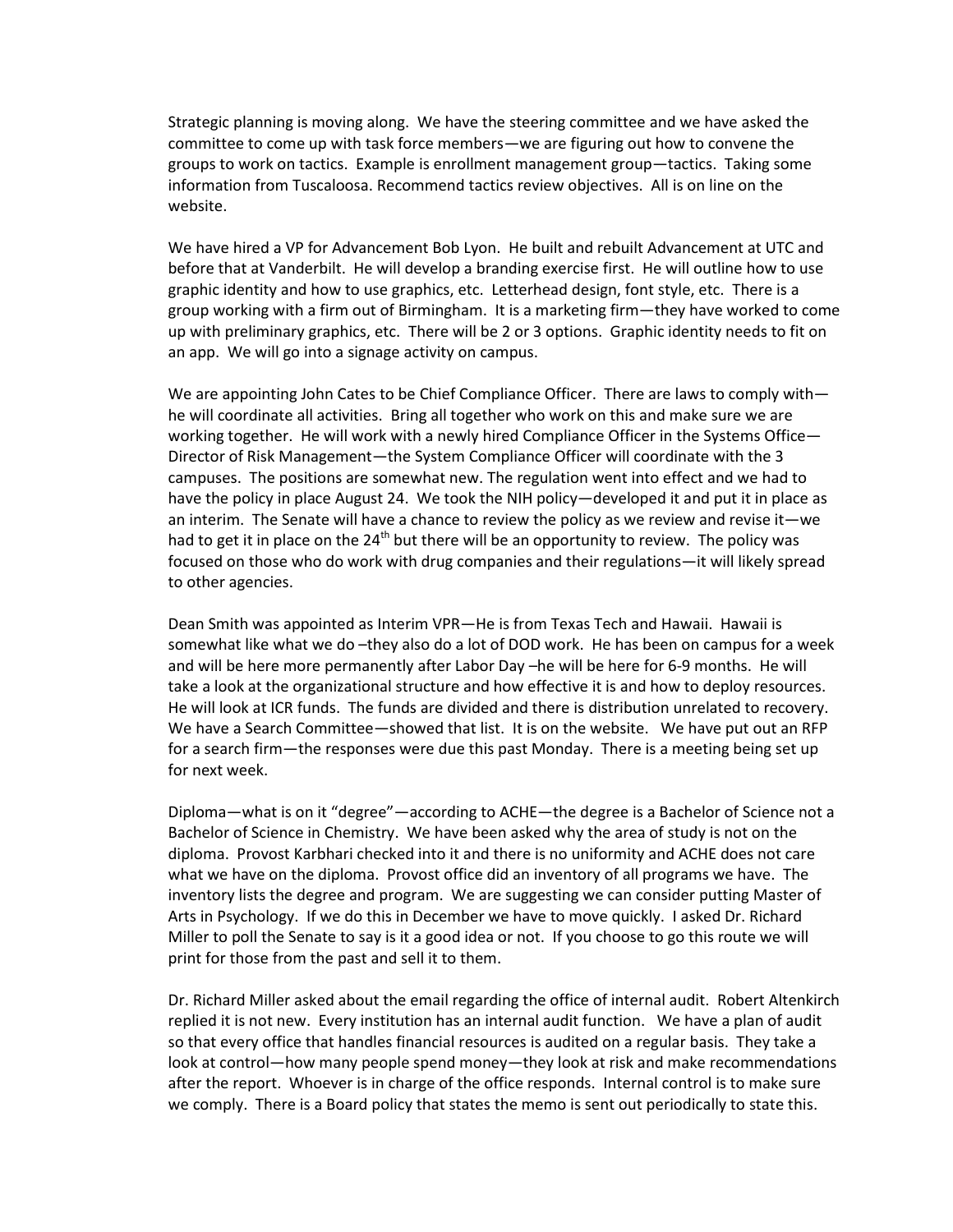Strategic planning is moving along. We have the steering committee and we have asked the committee to come up with task force members—we are figuring out how to convene the groups to work on tactics. Example is enrollment management group—tactics. Taking some information from Tuscaloosa. Recommend tactics review objectives. All is on line on the website.

We have hired a VP for Advancement Bob Lyon. He built and rebuilt Advancement at UTC and before that at Vanderbilt. He will develop a branding exercise first. He will outline how to use graphic identity and how to use graphics, etc. Letterhead design, font style, etc. There is a group working with a firm out of Birmingham. It is a marketing firm—they have worked to come up with preliminary graphics, etc. There will be 2 or 3 options. Graphic identity needs to fit on an app. We will go into a signage activity on campus.

We are appointing John Cates to be Chief Compliance Officer. There are laws to comply with—he will coordinate all activities. Bring all together who work on this and make sure we are working together. He will work with a newly hired Compliance Officer in the Systems Office—Director of Risk Management—the System Compliance Officer will coordinate with the 3 campuses. The positions are somewhat new. The regulation went into effect and we had to have the policy in place August 24. We took the NIH policy—developed it and put it in place as an interim. The Senate will have a chance to review the policy as we review and revise it—we had to get it in place on the 24th but there will be an opportunity to review. The policy was focused on those who do work with drug companies and their regulations—it will likely spread to other agencies.

Dean Smith was appointed as Interim VPR—He is from Texas Tech and Hawaii. Hawaii is somewhat like what we do –they also do a lot of DOD work. He has been on campus for a week and will be here more permanently after Labor Day –he will be here for 6-9 months. He will take a look at the organizational structure and how effective it is and how to deploy resources. He will look at ICR funds. The funds are divided and there is distribution unrelated to recovery. We have a Search Committee—showed that list. It is on the website. We have put out an RFP for a search firm—the responses were due this past Monday. There is a meeting being set up for next week.

Diploma—what is on it "degree"—according to ACHE—the degree is a Bachelor of Science not a Bachelor of Science in Chemistry. We have been asked why the area of study is not on the diploma. Provost Karbhari checked into it and there is no uniformity and ACHE does not care what we have on the diploma. Provost office did an inventory of all programs we have. The inventory lists the degree and program. We are suggesting we can consider putting Master of Arts in Psychology. If we do this in December we have to move quickly. I asked Dr. Richard Miller to poll the Senate to say is it a good idea or not. If you choose to go this route we will print for those from the past and sell it to them.

Dr. Richard Miller asked about the email regarding the office of internal audit. Robert Altenkirch replied it is not new. Every institution has an internal audit function. We have a plan of audit so that every office that handles financial resources is audited on a regular basis. They take a look at control—how many people spend money—they look at risk and make recommendations after the report. Whoever is in charge of the office responds. Internal control is to make sure we comply. There is a Board policy that states the memo is sent out periodically to state this.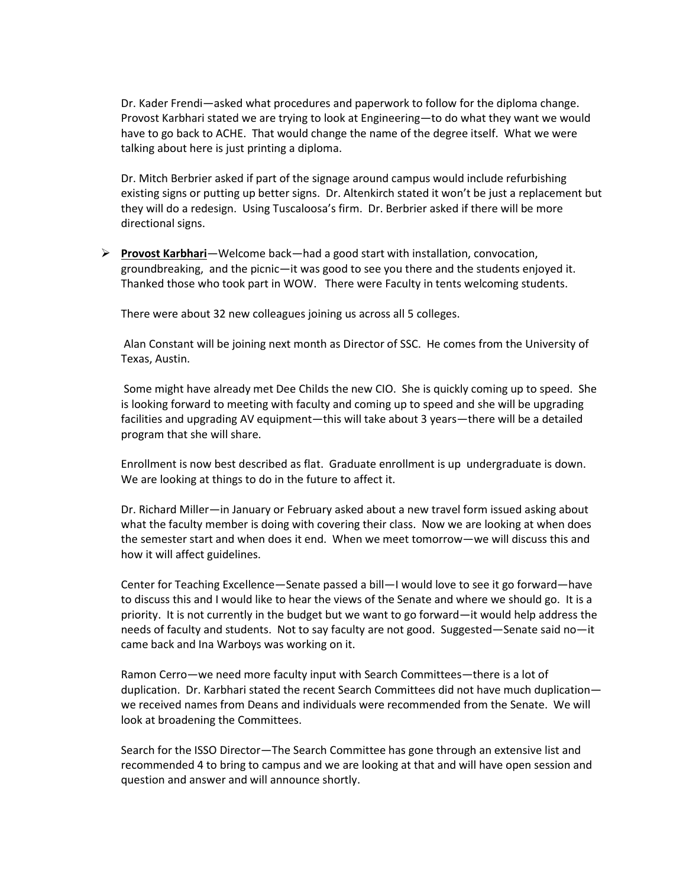Dr. Kader Frendi—asked what procedures and paperwork to follow for the diploma change. Provost Karbhari stated we are trying to look at Engineering—to do what they want we would have to go back to ACHE. That would change the name of the degree itself. What we were talking about here is just printing a diploma.

Dr. Mitch Berbrier asked if part of the signage around campus would include refurbishing existing signs or putting up better signs. Dr. Altenkirch stated it won't be just a replacement but they will do a redesign. Using Tuscaloosa's firm. Dr. Berbrier asked if there will be more directional signs.

- **<u>Provost Karbhari</u>**—Welcome back—had a good start with installation, convocation, groundbreaking, and the picnic—it was good to see you there and the students enjoyed it. Thanked those who took part in WOW. There were Faculty in tents welcoming students.

  There were about 32 new colleagues joining us across all 5 colleges.

  Alan Constant will be joining next month as Director of SSC. He comes from the University of Texas, Austin.

  Some might have already met Dee Childs the new CIO. She is quickly coming up to speed. She is looking forward to meeting with faculty and coming up to speed and she will be upgrading facilities and upgrading AV equipment—this will take about 3 years—there will be a detailed program that she will share.

  Enrollment is now best described as flat. Graduate enrollment is up undergraduate is down. We are looking at things to do in the future to affect it.

  Dr. Richard Miller—in January or February asked about a new travel form issued asking about what the faculty member is doing with covering their class. Now we are looking at when does the semester start and when does it end. When we meet tomorrow—we will discuss this and how it will affect guidelines.

  Center for Teaching Excellence—Senate passed a bill—I would love to see it go forward—have to discuss this and I would like to hear the views of the Senate and where we should go. It is a priority. It is not currently in the budget but we want to go forward—it would help address the needs of faculty and students. Not to say faculty are not good. Suggested—Senate said no—it came back and Ina Warboys was working on it.

  Ramon Cerro—we need more faculty input with Search Committees—there is a lot of duplication. Dr. Karbhari stated the recent Search Committees did not have much duplication—we received names from Deans and individuals were recommended from the Senate. We will look at broadening the Committees.

  Search for the ISSO Director—The Search Committee has gone through an extensive list and recommended 4 to bring to campus and we are looking at that and will have open session and question and answer and will announce shortly.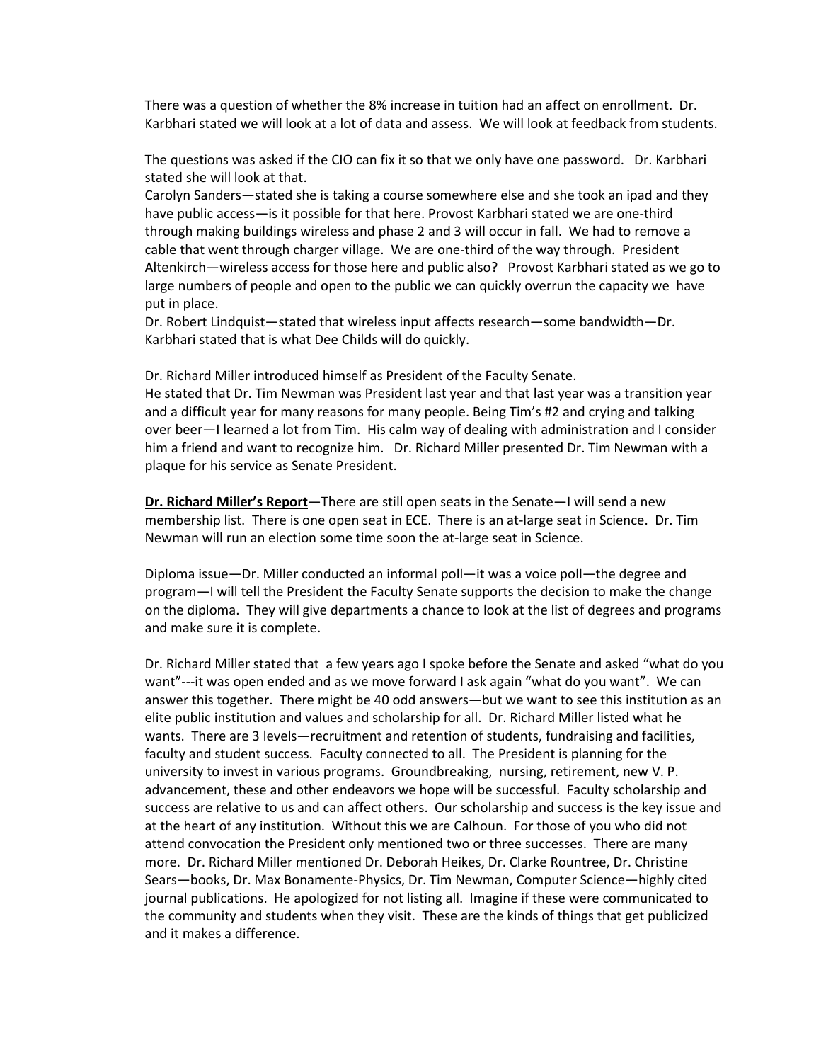There was a question of whether the 8% increase in tuition had an affect on enrollment. Dr. Karbhari stated we will look at a lot of data and assess. We will look at feedback from students.

The questions was asked if the CIO can fix it so that we only have one password. Dr. Karbhari stated she will look at that.
Carolyn Sanders—stated she is taking a course somewhere else and she took an ipad and they have public access—is it possible for that here. Provost Karbhari stated we are one-third through making buildings wireless and phase 2 and 3 will occur in fall. We had to remove a cable that went through charger village. We are one-third of the way through. President Altenkirch—wireless access for those here and public also? Provost Karbhari stated as we go to large numbers of people and open to the public we can quickly overrun the capacity we have put in place.
Dr. Robert Lindquist—stated that wireless input affects research—some bandwidth—Dr. Karbhari stated that is what Dee Childs will do quickly.

Dr. Richard Miller introduced himself as President of the Faculty Senate.
He stated that Dr. Tim Newman was President last year and that last year was a transition year and a difficult year for many reasons for many people. Being Tim's #2 and crying and talking over beer—I learned a lot from Tim. His calm way of dealing with administration and I consider him a friend and want to recognize him. Dr. Richard Miller presented Dr. Tim Newman with a plaque for his service as Senate President.

**Dr. Richard Miller's Report**—There are still open seats in the Senate—I will send a new membership list. There is one open seat in ECE. There is an at-large seat in Science. Dr. Tim Newman will run an election some time soon the at-large seat in Science.

Diploma issue—Dr. Miller conducted an informal poll—it was a voice poll—the degree and program—I will tell the President the Faculty Senate supports the decision to make the change on the diploma. They will give departments a chance to look at the list of degrees and programs and make sure it is complete.

Dr. Richard Miller stated that a few years ago I spoke before the Senate and asked "what do you want"---it was open ended and as we move forward I ask again "what do you want". We can answer this together. There might be 40 odd answers—but we want to see this institution as an elite public institution and values and scholarship for all. Dr. Richard Miller listed what he wants. There are 3 levels—recruitment and retention of students, fundraising and facilities, faculty and student success. Faculty connected to all. The President is planning for the university to invest in various programs. Groundbreaking, nursing, retirement, new V. P. advancement, these and other endeavors we hope will be successful. Faculty scholarship and success are relative to us and can affect others. Our scholarship and success is the key issue and at the heart of any institution. Without this we are Calhoun. For those of you who did not attend convocation the President only mentioned two or three successes. There are many more. Dr. Richard Miller mentioned Dr. Deborah Heikes, Dr. Clarke Rountree, Dr. Christine Sears—books, Dr. Max Bonamente-Physics, Dr. Tim Newman, Computer Science—highly cited journal publications. He apologized for not listing all. Imagine if these were communicated to the community and students when they visit. These are the kinds of things that get publicized and it makes a difference.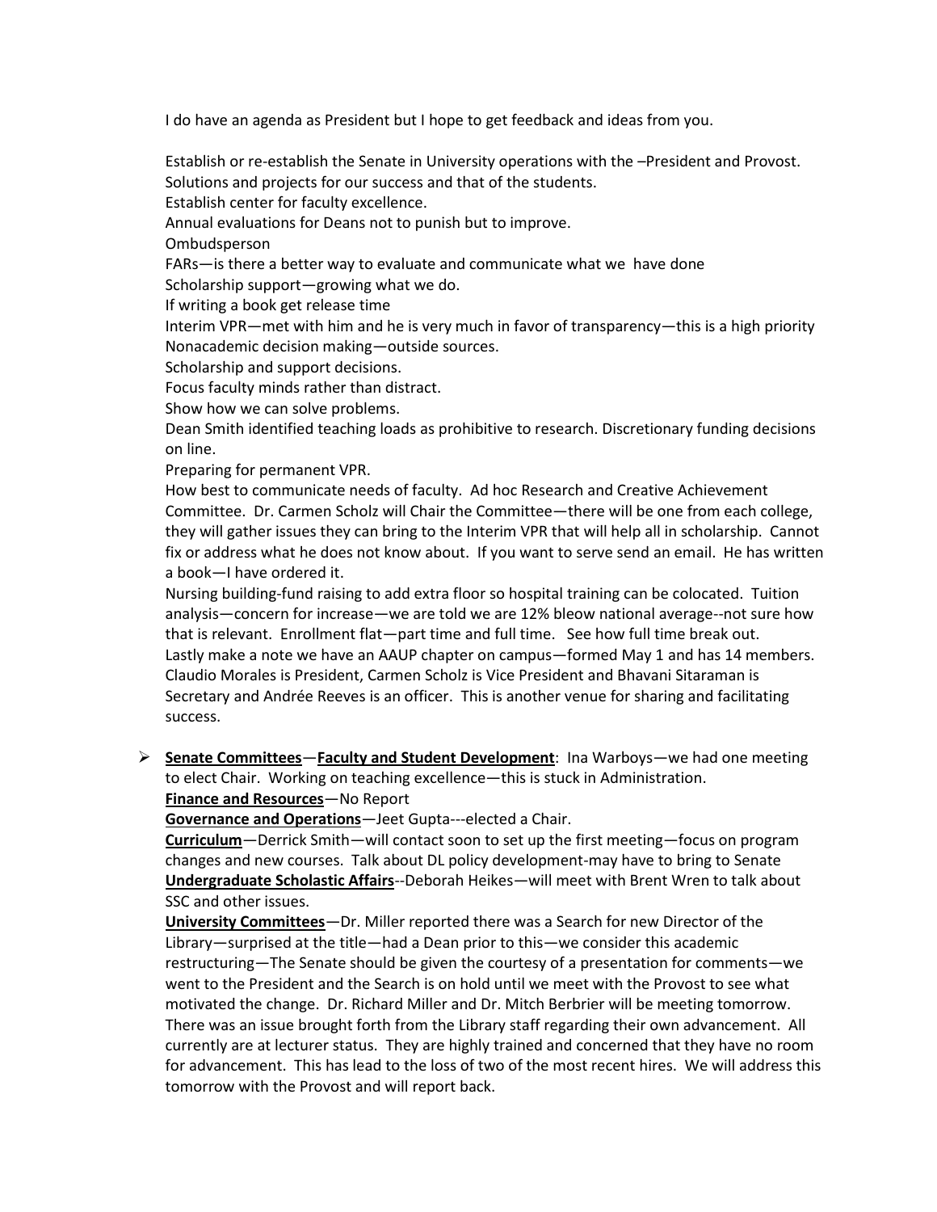I do have an agenda as President but I hope to get feedback and ideas from you.

Establish or re-establish the Senate in University operations with the –President and Provost.
Solutions and projects for our success and that of the students.
Establish center for faculty excellence.
Annual evaluations for Deans not to punish but to improve.
Ombudsperson
FARs—is there a better way to evaluate and communicate what we have done
Scholarship support—growing what we do.
If writing a book get release time
Interim VPR—met with him and he is very much in favor of transparency—this is a high priority
Nonacademic decision making—outside sources.
Scholarship and support decisions.
Focus faculty minds rather than distract.
Show how we can solve problems.
Dean Smith identified teaching loads as prohibitive to research. Discretionary funding decisions on line.
Preparing for permanent VPR.
How best to communicate needs of faculty. Ad hoc Research and Creative Achievement Committee. Dr. Carmen Scholz will Chair the Committee—there will be one from each college, they will gather issues they can bring to the Interim VPR that will help all in scholarship. Cannot fix or address what he does not know about. If you want to serve send an email. He has written a book—I have ordered it.
Nursing building-fund raising to add extra floor so hospital training can be colocated. Tuition analysis—concern for increase—we are told we are 12% bleow national average--not sure how that is relevant. Enrollment flat—part time and full time. See how full time break out.
Lastly make a note we have an AAUP chapter on campus—formed May 1 and has 14 members. Claudio Morales is President, Carmen Scholz is Vice President and Bhavani Sitaraman is Secretary and Andrée Reeves is an officer. This is another venue for sharing and facilitating success.

- **<u>Senate Committees</u>**—**<u>Faculty and Student Development</u>**: Ina Warboys—we had one meeting to elect Chair. Working on teaching excellence—this is stuck in Administration.
  **<u>Finance and Resources</u>**—No Report
  **<u>Governance and Operations</u>**—Jeet Gupta---elected a Chair.
  **<u>Curriculum</u>**—Derrick Smith—will contact soon to set up the first meeting—focus on program changes and new courses. Talk about DL policy development-may have to bring to Senate
  **<u>Undergraduate Scholastic Affairs</u>**--Deborah Heikes—will meet with Brent Wren to talk about SSC and other issues.
  **<u>University Committees</u>**—Dr. Miller reported there was a Search for new Director of the Library—surprised at the title—had a Dean prior to this—we consider this academic restructuring—The Senate should be given the courtesy of a presentation for comments—we went to the President and the Search is on hold until we meet with the Provost to see what motivated the change. Dr. Richard Miller and Dr. Mitch Berbrier will be meeting tomorrow. There was an issue brought forth from the Library staff regarding their own advancement. All currently are at lecturer status. They are highly trained and concerned that they have no room for advancement. This has lead to the loss of two of the most recent hires. We will address this tomorrow with the Provost and will report back.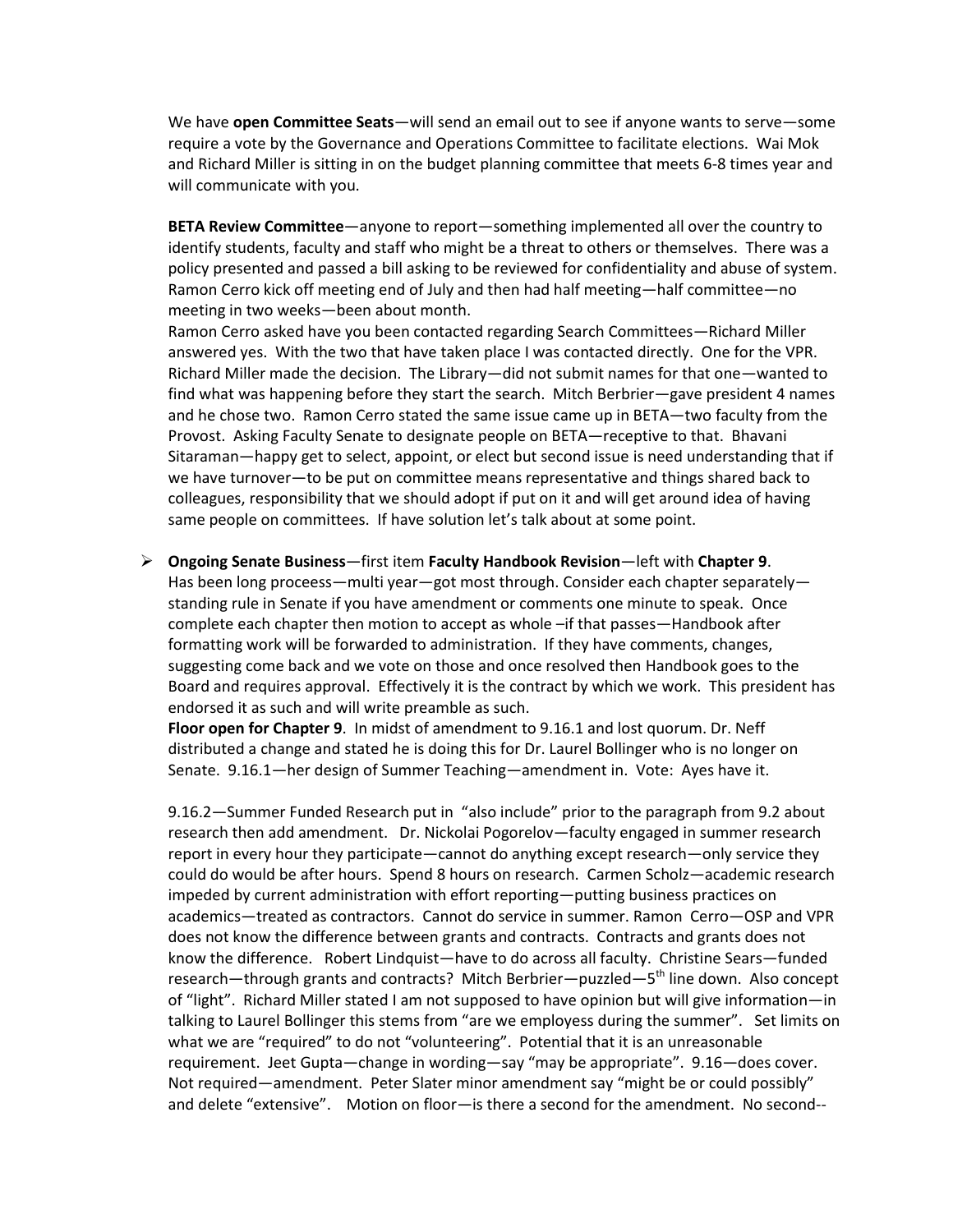We have **open Committee Seats**—will send an email out to see if anyone wants to serve—some require a vote by the Governance and Operations Committee to facilitate elections. Wai Mok and Richard Miller is sitting in on the budget planning committee that meets 6-8 times year and will communicate with you.

**BETA Review Committee**—anyone to report—something implemented all over the country to identify students, faculty and staff who might be a threat to others or themselves. There was a policy presented and passed a bill asking to be reviewed for confidentiality and abuse of system. Ramon Cerro kick off meeting end of July and then had half meeting—half committee—no meeting in two weeks—been about month.

Ramon Cerro asked have you been contacted regarding Search Committees—Richard Miller answered yes. With the two that have taken place I was contacted directly. One for the VPR. Richard Miller made the decision. The Library—did not submit names for that one—wanted to find what was happening before they start the search. Mitch Berbrier—gave president 4 names and he chose two. Ramon Cerro stated the same issue came up in BETA—two faculty from the Provost. Asking Faculty Senate to designate people on BETA—receptive to that. Bhavani Sitaraman—happy get to select, appoint, or elect but second issue is need understanding that if we have turnover—to be put on committee means representative and things shared back to colleagues, responsibility that we should adopt if put on it and will get around idea of having same people on committees. If have solution let's talk about at some point.

- **Ongoing Senate Business**—first item **Faculty Handbook Revision**—left with **Chapter 9**. Has been long proceess—multi year—got most through. Consider each chapter separately—standing rule in Senate if you have amendment or comments one minute to speak. Once complete each chapter then motion to accept as whole –if that passes—Handbook after formatting work will be forwarded to administration. If they have comments, changes, suggesting come back and we vote on those and once resolved then Handbook goes to the Board and requires approval. Effectively it is the contract by which we work. This president has endorsed it as such and will write preamble as such.

  **Floor open for Chapter 9**. In midst of amendment to 9.16.1 and lost quorum. Dr. Neff distributed a change and stated he is doing this for Dr. Laurel Bollinger who is no longer on Senate. 9.16.1—her design of Summer Teaching—amendment in. Vote: Ayes have it.

  9.16.2—Summer Funded Research put in "also include" prior to the paragraph from 9.2 about research then add amendment. Dr. Nickolai Pogorelov—faculty engaged in summer research report in every hour they participate—cannot do anything except research—only service they could do would be after hours. Spend 8 hours on research. Carmen Scholz—academic research impeded by current administration with effort reporting—putting business practices on academics—treated as contractors. Cannot do service in summer. Ramon Cerro—OSP and VPR does not know the difference between grants and contracts. Contracts and grants does not know the difference. Robert Lindquist—have to do across all faculty. Christine Sears—funded research—through grants and contracts? Mitch Berbrier—puzzled—5th line down. Also concept of "light". Richard Miller stated I am not supposed to have opinion but will give information—in talking to Laurel Bollinger this stems from "are we employess during the summer". Set limits on what we are "required" to do not "volunteering". Potential that it is an unreasonable requirement. Jeet Gupta—change in wording—say "may be appropriate". 9.16—does cover. Not required—amendment. Peter Slater minor amendment say "might be or could possibly" and delete "extensive". Motion on floor—is there a second for the amendment. No second--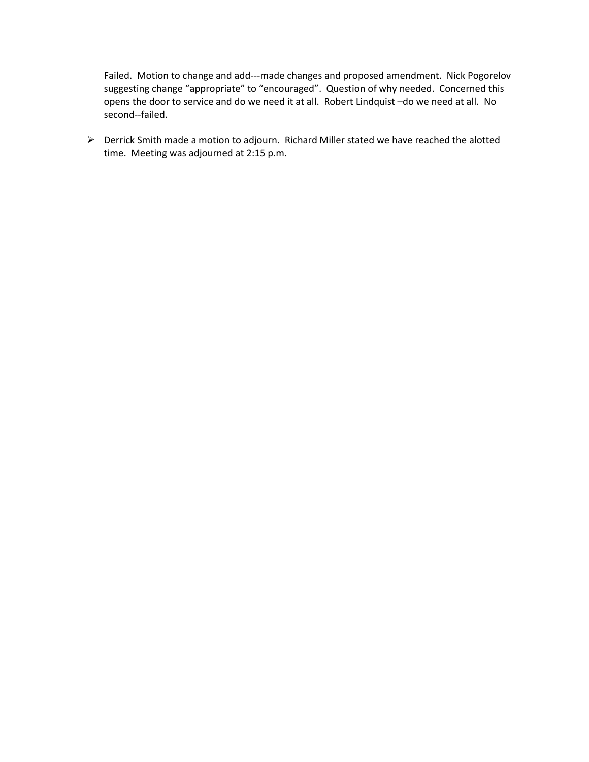Failed. Motion to change and add---made changes and proposed amendment. Nick Pogorelov suggesting change "appropriate" to "encouraged". Question of why needed. Concerned this opens the door to service and do we need it at all. Robert Lindquist –do we need at all. No second--failed.

- Derrick Smith made a motion to adjourn. Richard Miller stated we have reached the alotted time. Meeting was adjourned at 2:15 p.m.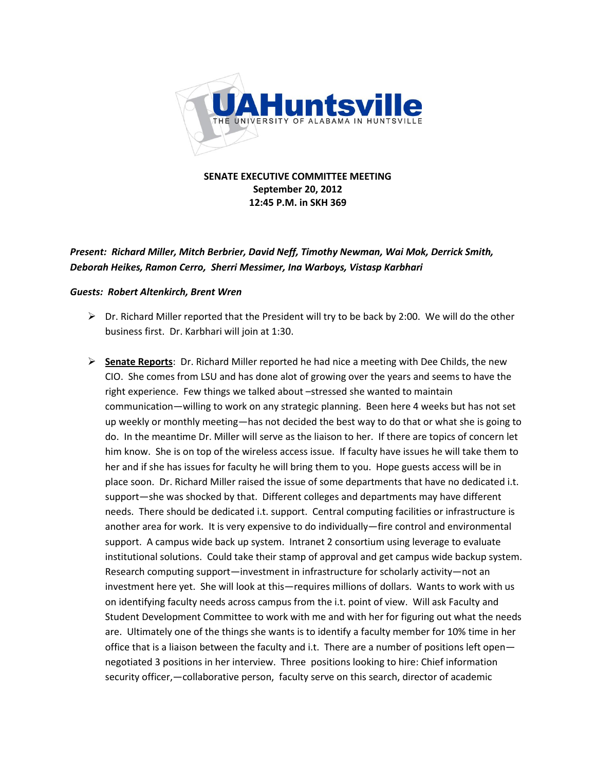**SENATE EXECUTIVE COMMITTEE MEETING**
**September 20, 2012**
**12:45 P.M. in SKH 369**

***Present: Richard Miller, Mitch Berbrier, David Neff, Timothy Newman, Wai Mok, Derrick Smith, Deborah Heikes, Ramon Cerro, Sherri Messimer, Ina Warboys, Vistasp Karbhari***

***Guests: Robert Altenkirch, Brent Wren***

- Dr. Richard Miller reported that the President will try to be back by 2:00. We will do the other business first. Dr. Karbhari will join at 1:30.

- **Senate Reports**: Dr. Richard Miller reported he had nice a meeting with Dee Childs, the new CIO. She comes from LSU and has done alot of growing over the years and seems to have the right experience. Few things we talked about –stressed she wanted to maintain communication—willing to work on any strategic planning. Been here 4 weeks but has not set up weekly or monthly meeting—has not decided the best way to do that or what she is going to do. In the meantime Dr. Miller will serve as the liaison to her. If there are topics of concern let him know. She is on top of the wireless access issue. If faculty have issues he will take them to her and if she has issues for faculty he will bring them to you. Hope guests access will be in place soon. Dr. Richard Miller raised the issue of some departments that have no dedicated i.t. support—she was shocked by that. Different colleges and departments may have different needs. There should be dedicated i.t. support. Central computing facilities or infrastructure is another area for work. It is very expensive to do individually—fire control and environmental support. A campus wide back up system. Intranet 2 consortium using leverage to evaluate institutional solutions. Could take their stamp of approval and get campus wide backup system. Research computing support—investment in infrastructure for scholarly activity—not an investment here yet. She will look at this—requires millions of dollars. Wants to work with us on identifying faculty needs across campus from the i.t. point of view. Will ask Faculty and Student Development Committee to work with me and with her for figuring out what the needs are. Ultimately one of the things she wants is to identify a faculty member for 10% time in her office that is a liaison between the faculty and i.t. There are a number of positions left open—negotiated 3 positions in her interview. Three positions looking to hire: Chief information security officer,—collaborative person, faculty serve on this search, director of academic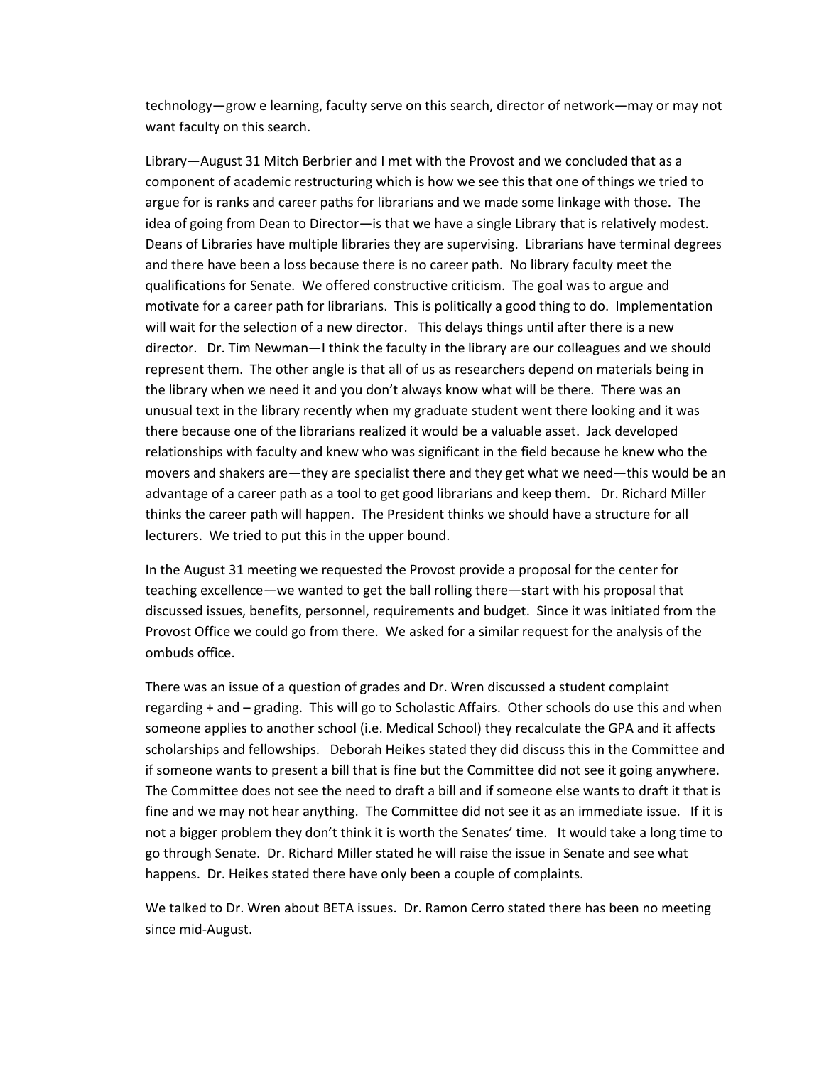technology—grow e learning, faculty serve on this search, director of network—may or may not want faculty on this search.

Library—August 31 Mitch Berbrier and I met with the Provost and we concluded that as a component of academic restructuring which is how we see this that one of things we tried to argue for is ranks and career paths for librarians and we made some linkage with those. The idea of going from Dean to Director—is that we have a single Library that is relatively modest. Deans of Libraries have multiple libraries they are supervising. Librarians have terminal degrees and there have been a loss because there is no career path. No library faculty meet the qualifications for Senate. We offered constructive criticism. The goal was to argue and motivate for a career path for librarians. This is politically a good thing to do. Implementation will wait for the selection of a new director. This delays things until after there is a new director. Dr. Tim Newman—I think the faculty in the library are our colleagues and we should represent them. The other angle is that all of us as researchers depend on materials being in the library when we need it and you don't always know what will be there. There was an unusual text in the library recently when my graduate student went there looking and it was there because one of the librarians realized it would be a valuable asset. Jack developed relationships with faculty and knew who was significant in the field because he knew who the movers and shakers are—they are specialist there and they get what we need—this would be an advantage of a career path as a tool to get good librarians and keep them. Dr. Richard Miller thinks the career path will happen. The President thinks we should have a structure for all lecturers. We tried to put this in the upper bound.

In the August 31 meeting we requested the Provost provide a proposal for the center for teaching excellence—we wanted to get the ball rolling there—start with his proposal that discussed issues, benefits, personnel, requirements and budget. Since it was initiated from the Provost Office we could go from there. We asked for a similar request for the analysis of the ombuds office.

There was an issue of a question of grades and Dr. Wren discussed a student complaint regarding + and – grading. This will go to Scholastic Affairs. Other schools do use this and when someone applies to another school (i.e. Medical School) they recalculate the GPA and it affects scholarships and fellowships. Deborah Heikes stated they did discuss this in the Committee and if someone wants to present a bill that is fine but the Committee did not see it going anywhere. The Committee does not see the need to draft a bill and if someone else wants to draft it that is fine and we may not hear anything. The Committee did not see it as an immediate issue. If it is not a bigger problem they don't think it is worth the Senates' time. It would take a long time to go through Senate. Dr. Richard Miller stated he will raise the issue in Senate and see what happens. Dr. Heikes stated there have only been a couple of complaints.

We talked to Dr. Wren about BETA issues. Dr. Ramon Cerro stated there has been no meeting since mid-August.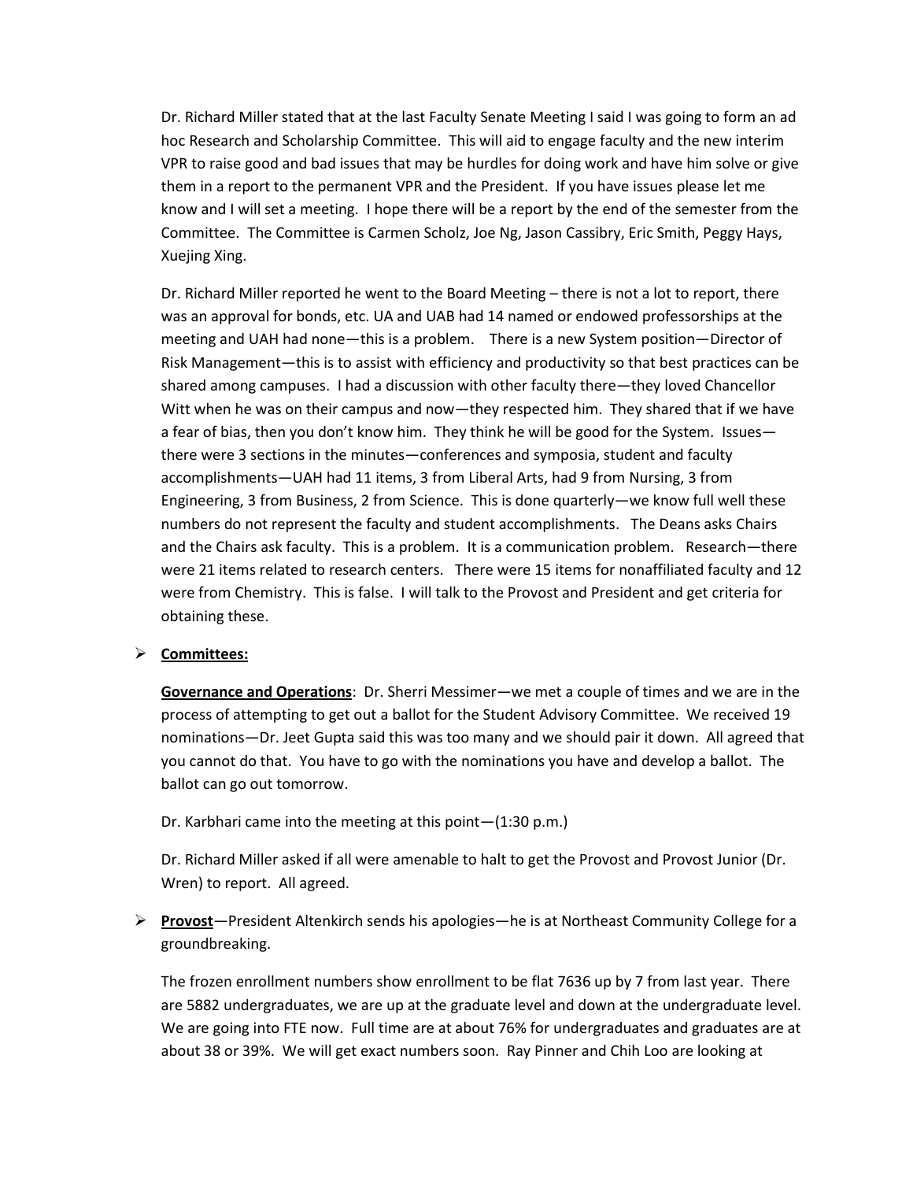Dr. Richard Miller stated that at the last Faculty Senate Meeting I said I was going to form an ad hoc Research and Scholarship Committee. This will aid to engage faculty and the new interim VPR to raise good and bad issues that may be hurdles for doing work and have him solve or give them in a report to the permanent VPR and the President. If you have issues please let me know and I will set a meeting. I hope there will be a report by the end of the semester from the Committee. The Committee is Carmen Scholz, Joe Ng, Jason Cassibry, Eric Smith, Peggy Hays, Xuejing Xing.

Dr. Richard Miller reported he went to the Board Meeting – there is not a lot to report, there was an approval for bonds, etc. UA and UAB had 14 named or endowed professorships at the meeting and UAH had none—this is a problem. There is a new System position—Director of Risk Management—this is to assist with efficiency and productivity so that best practices can be shared among campuses. I had a discussion with other faculty there—they loved Chancellor Witt when he was on their campus and now—they respected him. They shared that if we have a fear of bias, then you don't know him. They think he will be good for the System. Issues—there were 3 sections in the minutes—conferences and symposia, student and faculty accomplishments—UAH had 11 items, 3 from Liberal Arts, had 9 from Nursing, 3 from Engineering, 3 from Business, 2 from Science. This is done quarterly—we know full well these numbers do not represent the faculty and student accomplishments. The Deans asks Chairs and the Chairs ask faculty. This is a problem. It is a communication problem. Research—there were 21 items related to research centers. There were 15 items for nonaffiliated faculty and 12 were from Chemistry. This is false. I will talk to the Provost and President and get criteria for obtaining these.

- **Committees:**

  **Governance and Operations**: Dr. Sherri Messimer—we met a couple of times and we are in the process of attempting to get out a ballot for the Student Advisory Committee. We received 19 nominations—Dr. Jeet Gupta said this was too many and we should pair it down. All agreed that you cannot do that. You have to go with the nominations you have and develop a ballot. The ballot can go out tomorrow.

  Dr. Karbhari came into the meeting at this point—(1:30 p.m.)

  Dr. Richard Miller asked if all were amenable to halt to get the Provost and Provost Junior (Dr. Wren) to report. All agreed.

- **Provost**—President Altenkirch sends his apologies—he is at Northeast Community College for a groundbreaking.

  The frozen enrollment numbers show enrollment to be flat 7636 up by 7 from last year. There are 5882 undergraduates, we are up at the graduate level and down at the undergraduate level. We are going into FTE now. Full time are at about 76% for undergraduates and graduates are at about 38 or 39%. We will get exact numbers soon. Ray Pinner and Chih Loo are looking at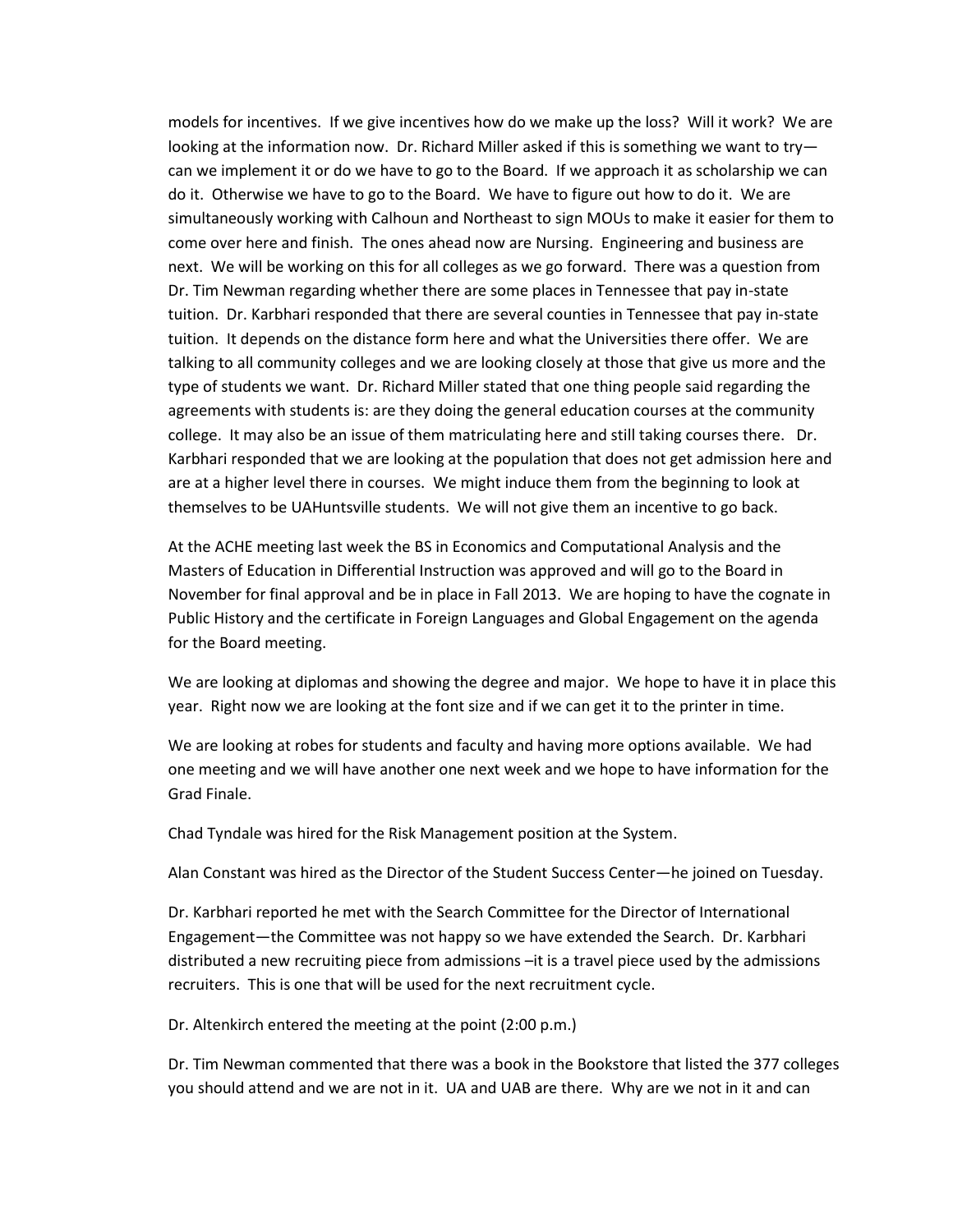models for incentives. If we give incentives how do we make up the loss? Will it work? We are looking at the information now. Dr. Richard Miller asked if this is something we want to try—can we implement it or do we have to go to the Board. If we approach it as scholarship we can do it. Otherwise we have to go to the Board. We have to figure out how to do it. We are simultaneously working with Calhoun and Northeast to sign MOUs to make it easier for them to come over here and finish. The ones ahead now are Nursing. Engineering and business are next. We will be working on this for all colleges as we go forward. There was a question from Dr. Tim Newman regarding whether there are some places in Tennessee that pay in-state tuition. Dr. Karbhari responded that there are several counties in Tennessee that pay in-state tuition. It depends on the distance form here and what the Universities there offer. We are talking to all community colleges and we are looking closely at those that give us more and the type of students we want. Dr. Richard Miller stated that one thing people said regarding the agreements with students is: are they doing the general education courses at the community college. It may also be an issue of them matriculating here and still taking courses there. Dr. Karbhari responded that we are looking at the population that does not get admission here and are at a higher level there in courses. We might induce them from the beginning to look at themselves to be UAHuntsville students. We will not give them an incentive to go back.

At the ACHE meeting last week the BS in Economics and Computational Analysis and the Masters of Education in Differential Instruction was approved and will go to the Board in November for final approval and be in place in Fall 2013. We are hoping to have the cognate in Public History and the certificate in Foreign Languages and Global Engagement on the agenda for the Board meeting.

We are looking at diplomas and showing the degree and major. We hope to have it in place this year. Right now we are looking at the font size and if we can get it to the printer in time.

We are looking at robes for students and faculty and having more options available. We had one meeting and we will have another one next week and we hope to have information for the Grad Finale.

Chad Tyndale was hired for the Risk Management position at the System.

Alan Constant was hired as the Director of the Student Success Center—he joined on Tuesday.

Dr. Karbhari reported he met with the Search Committee for the Director of International Engagement—the Committee was not happy so we have extended the Search. Dr. Karbhari distributed a new recruiting piece from admissions –it is a travel piece used by the admissions recruiters. This is one that will be used for the next recruitment cycle.

Dr. Altenkirch entered the meeting at the point (2:00 p.m.)

Dr. Tim Newman commented that there was a book in the Bookstore that listed the 377 colleges you should attend and we are not in it. UA and UAB are there. Why are we not in it and can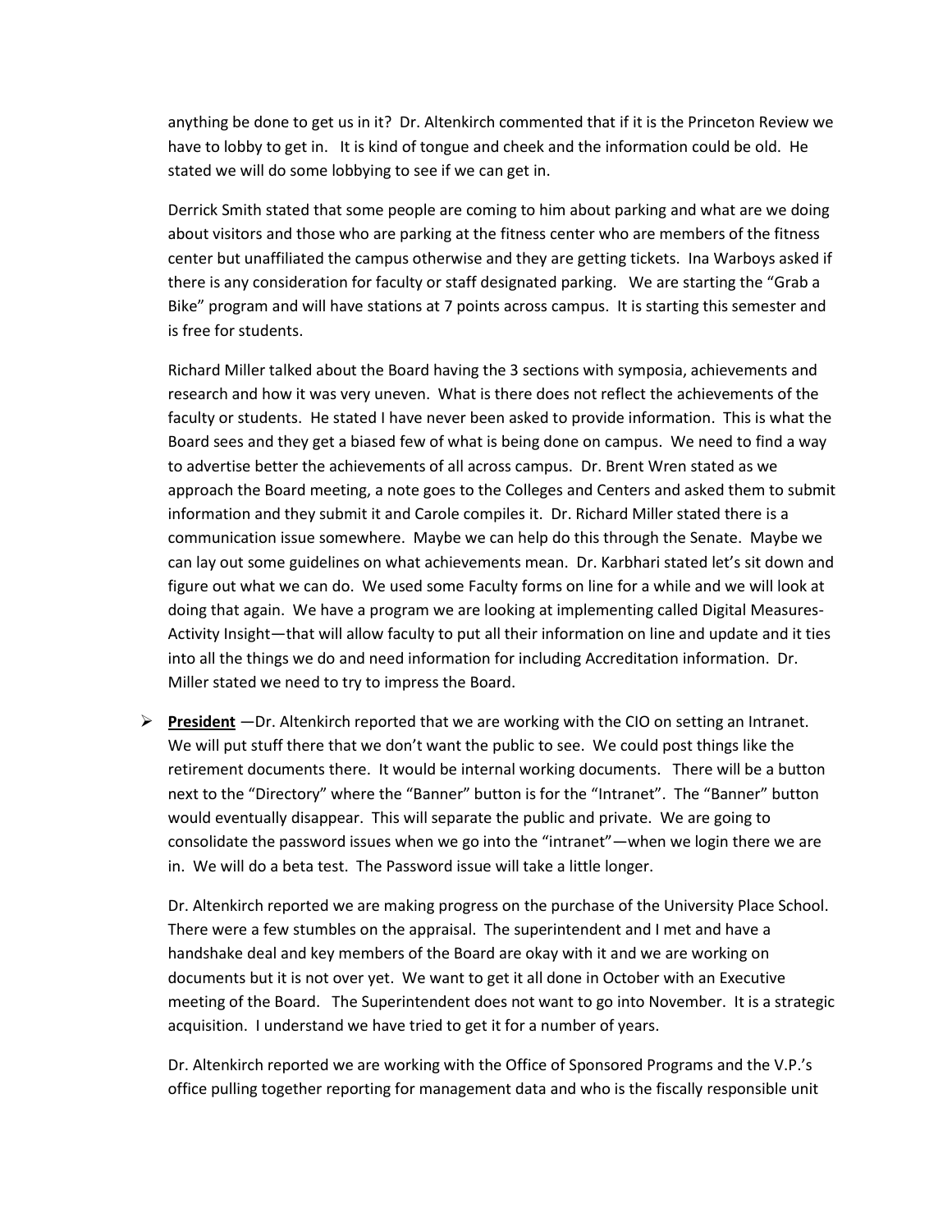anything be done to get us in it? Dr. Altenkirch commented that if it is the Princeton Review we have to lobby to get in. It is kind of tongue and cheek and the information could be old. He stated we will do some lobbying to see if we can get in.

Derrick Smith stated that some people are coming to him about parking and what are we doing about visitors and those who are parking at the fitness center who are members of the fitness center but unaffiliated the campus otherwise and they are getting tickets. Ina Warboys asked if there is any consideration for faculty or staff designated parking. We are starting the "Grab a Bike" program and will have stations at 7 points across campus. It is starting this semester and is free for students.

Richard Miller talked about the Board having the 3 sections with symposia, achievements and research and how it was very uneven. What is there does not reflect the achievements of the faculty or students. He stated I have never been asked to provide information. This is what the Board sees and they get a biased few of what is being done on campus. We need to find a way to advertise better the achievements of all across campus. Dr. Brent Wren stated as we approach the Board meeting, a note goes to the Colleges and Centers and asked them to submit information and they submit it and Carole compiles it. Dr. Richard Miller stated there is a communication issue somewhere. Maybe we can help do this through the Senate. Maybe we can lay out some guidelines on what achievements mean. Dr. Karbhari stated let's sit down and figure out what we can do. We used some Faculty forms on line for a while and we will look at doing that again. We have a program we are looking at implementing called Digital Measures-Activity Insight—that will allow faculty to put all their information on line and update and it ties into all the things we do and need information for including Accreditation information. Dr. Miller stated we need to try to impress the Board.

- **President** —Dr. Altenkirch reported that we are working with the CIO on setting an Intranet. We will put stuff there that we don't want the public to see. We could post things like the retirement documents there. It would be internal working documents. There will be a button next to the "Directory" where the "Banner" button is for the "Intranet". The "Banner" button would eventually disappear. This will separate the public and private. We are going to consolidate the password issues when we go into the "intranet"—when we login there we are in. We will do a beta test. The Password issue will take a little longer.

  Dr. Altenkirch reported we are making progress on the purchase of the University Place School. There were a few stumbles on the appraisal. The superintendent and I met and have a handshake deal and key members of the Board are okay with it and we are working on documents but it is not over yet. We want to get it all done in October with an Executive meeting of the Board. The Superintendent does not want to go into November. It is a strategic acquisition. I understand we have tried to get it for a number of years.

  Dr. Altenkirch reported we are working with the Office of Sponsored Programs and the V.P.'s office pulling together reporting for management data and who is the fiscally responsible unit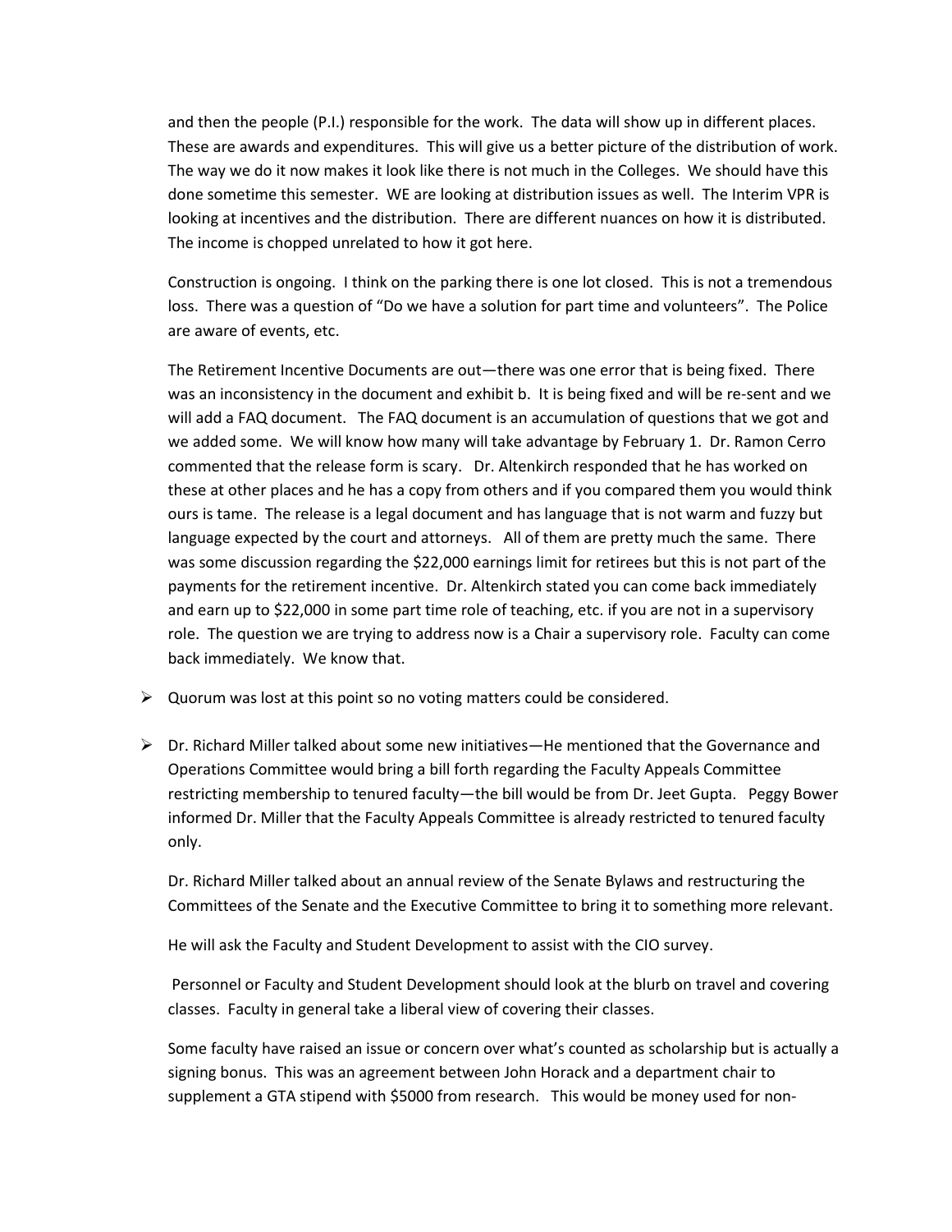and then the people (P.I.) responsible for the work. The data will show up in different places. These are awards and expenditures. This will give us a better picture of the distribution of work. The way we do it now makes it look like there is not much in the Colleges. We should have this done sometime this semester. WE are looking at distribution issues as well. The Interim VPR is looking at incentives and the distribution. There are different nuances on how it is distributed. The income is chopped unrelated to how it got here.

Construction is ongoing. I think on the parking there is one lot closed. This is not a tremendous loss. There was a question of "Do we have a solution for part time and volunteers". The Police are aware of events, etc.

The Retirement Incentive Documents are out—there was one error that is being fixed. There was an inconsistency in the document and exhibit b. It is being fixed and will be re-sent and we will add a FAQ document. The FAQ document is an accumulation of questions that we got and we added some. We will know how many will take advantage by February 1. Dr. Ramon Cerro commented that the release form is scary. Dr. Altenkirch responded that he has worked on these at other places and he has a copy from others and if you compared them you would think ours is tame. The release is a legal document and has language that is not warm and fuzzy but language expected by the court and attorneys. All of them are pretty much the same. There was some discussion regarding the $22,000 earnings limit for retirees but this is not part of the payments for the retirement incentive. Dr. Altenkirch stated you can come back immediately and earn up to $22,000 in some part time role of teaching, etc. if you are not in a supervisory role. The question we are trying to address now is a Chair a supervisory role. Faculty can come back immediately. We know that.

- Quorum was lost at this point so no voting matters could be considered.

- Dr. Richard Miller talked about some new initiatives—He mentioned that the Governance and Operations Committee would bring a bill forth regarding the Faculty Appeals Committee restricting membership to tenured faculty—the bill would be from Dr. Jeet Gupta. Peggy Bower informed Dr. Miller that the Faculty Appeals Committee is already restricted to tenured faculty only.

  Dr. Richard Miller talked about an annual review of the Senate Bylaws and restructuring the Committees of the Senate and the Executive Committee to bring it to something more relevant.

  He will ask the Faculty and Student Development to assist with the CIO survey.

  Personnel or Faculty and Student Development should look at the blurb on travel and covering classes. Faculty in general take a liberal view of covering their classes.

  Some faculty have raised an issue or concern over what's counted as scholarship but is actually a signing bonus. This was an agreement between John Horack and a department chair to supplement a GTA stipend with $5000 from research. This would be money used for non-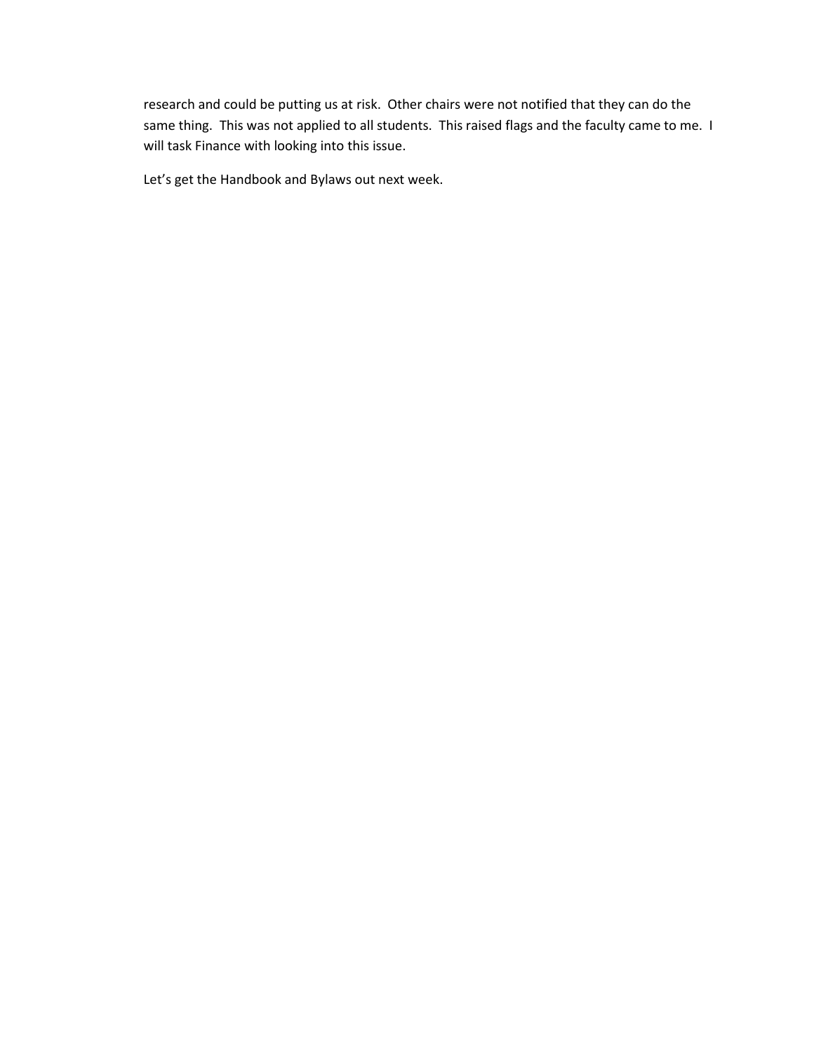research and could be putting us at risk.  Other chairs were not notified that they can do the same thing.  This was not applied to all students.  This raised flags and the faculty came to me.  I will task Finance with looking into this issue.

Let's get the Handbook and Bylaws out next week.